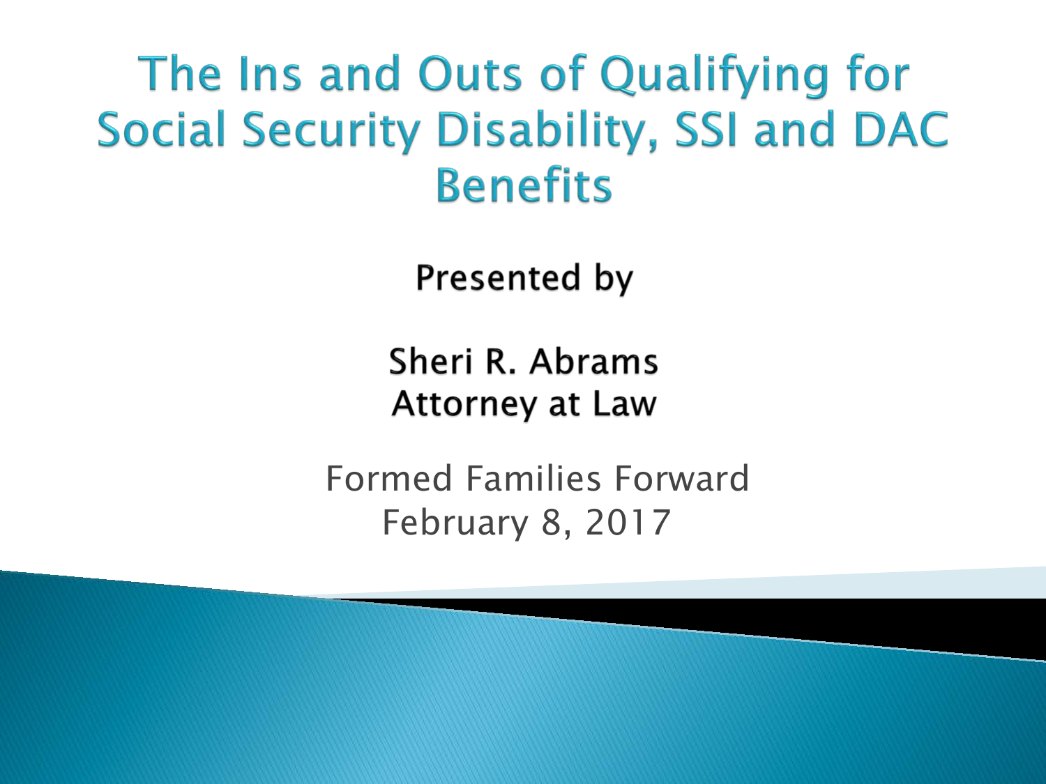# The Ins and Outs of Qualifying for Social Security Disability, SSI and DAC Benefits

**Presented by**

**Sheri R. Abrams**
**Attorney at Law**

Formed Families Forward
February 8, 2017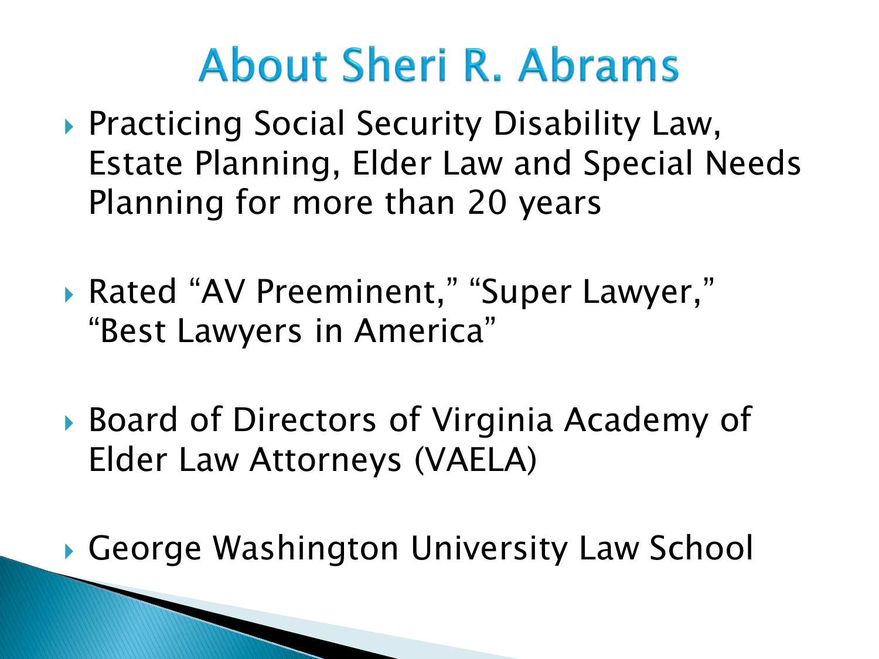# About Sheri R. Abrams

- Practicing Social Security Disability Law, Estate Planning, Elder Law and Special Needs Planning for more than 20 years
- Rated "AV Preeminent," "Super Lawyer," "Best Lawyers in America"
- Board of Directors of Virginia Academy of Elder Law Attorneys (VAELA)
- George Washington University Law School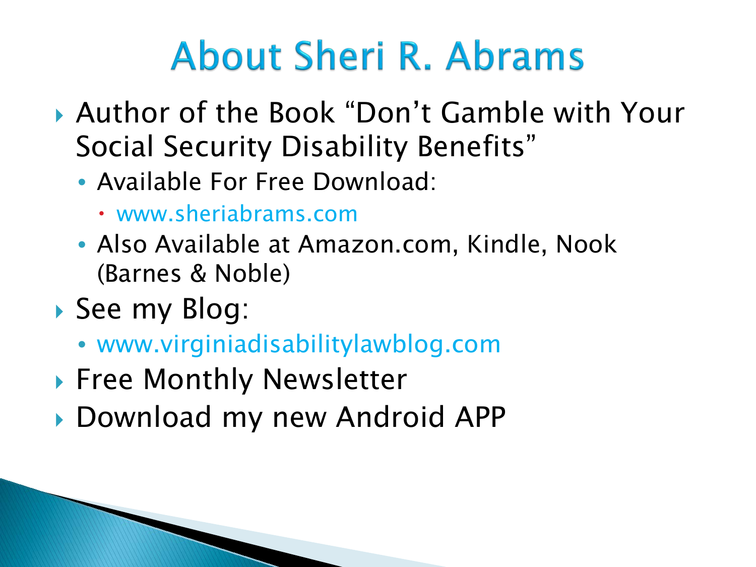# About Sheri R. Abrams

- Author of the Book "Don't Gamble with Your Social Security Disability Benefits"
  - Available For Free Download:
    - www.sheriabrams.com
  - Also Available at Amazon.com, Kindle, Nook (Barnes & Noble)
- See my Blog:
  - www.virginiadisabilitylawblog.com
- Free Monthly Newsletter
- Download my new Android APP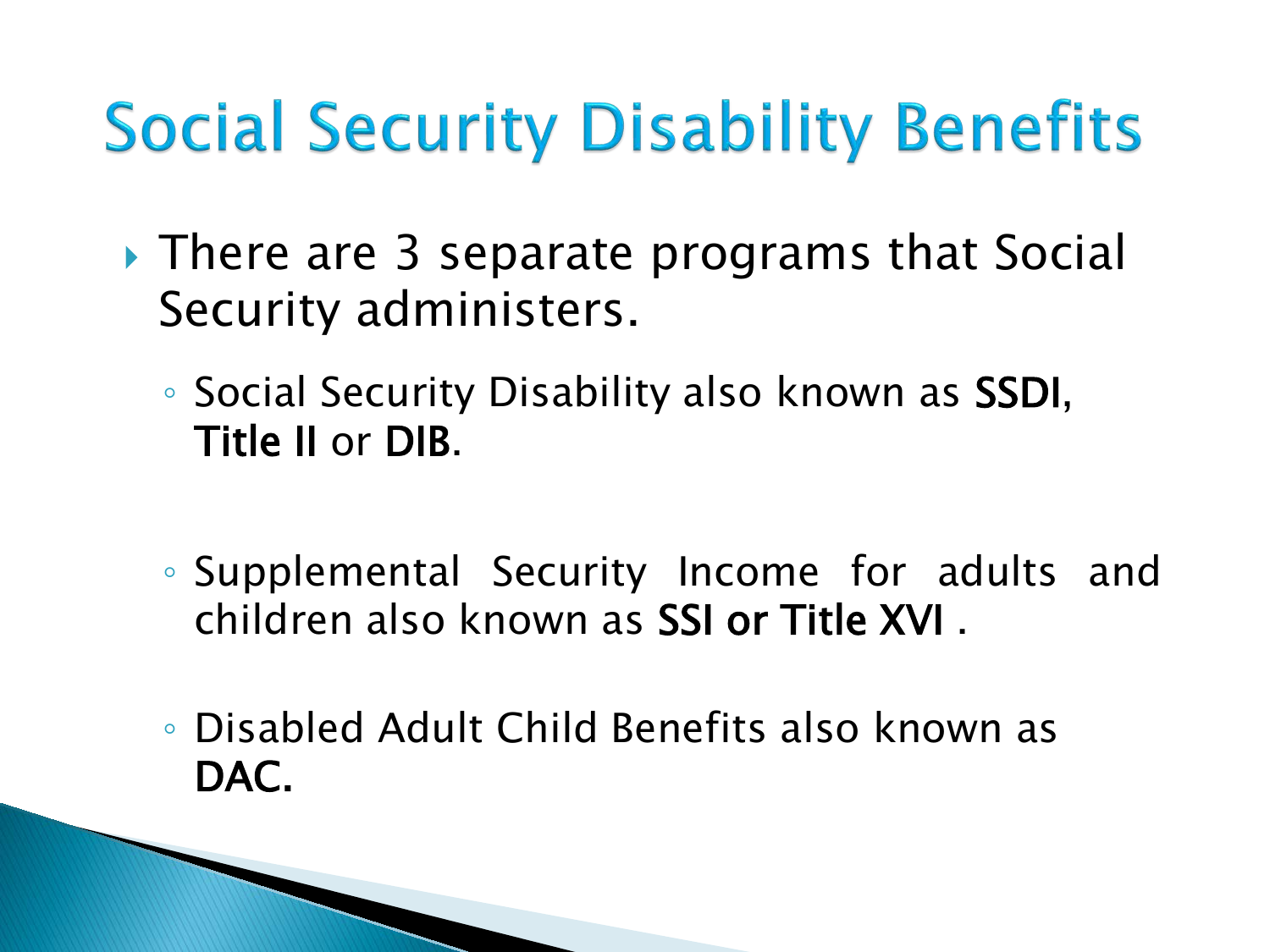# Social Security Disability Benefits

- There are 3 separate programs that Social Security administers.
  - Social Security Disability also known as **SSDI**, **Title II** or **DIB**.
  - Supplemental Security Income for adults and children also known as **SSI or Title XVI** .
  - Disabled Adult Child Benefits also known as **DAC.**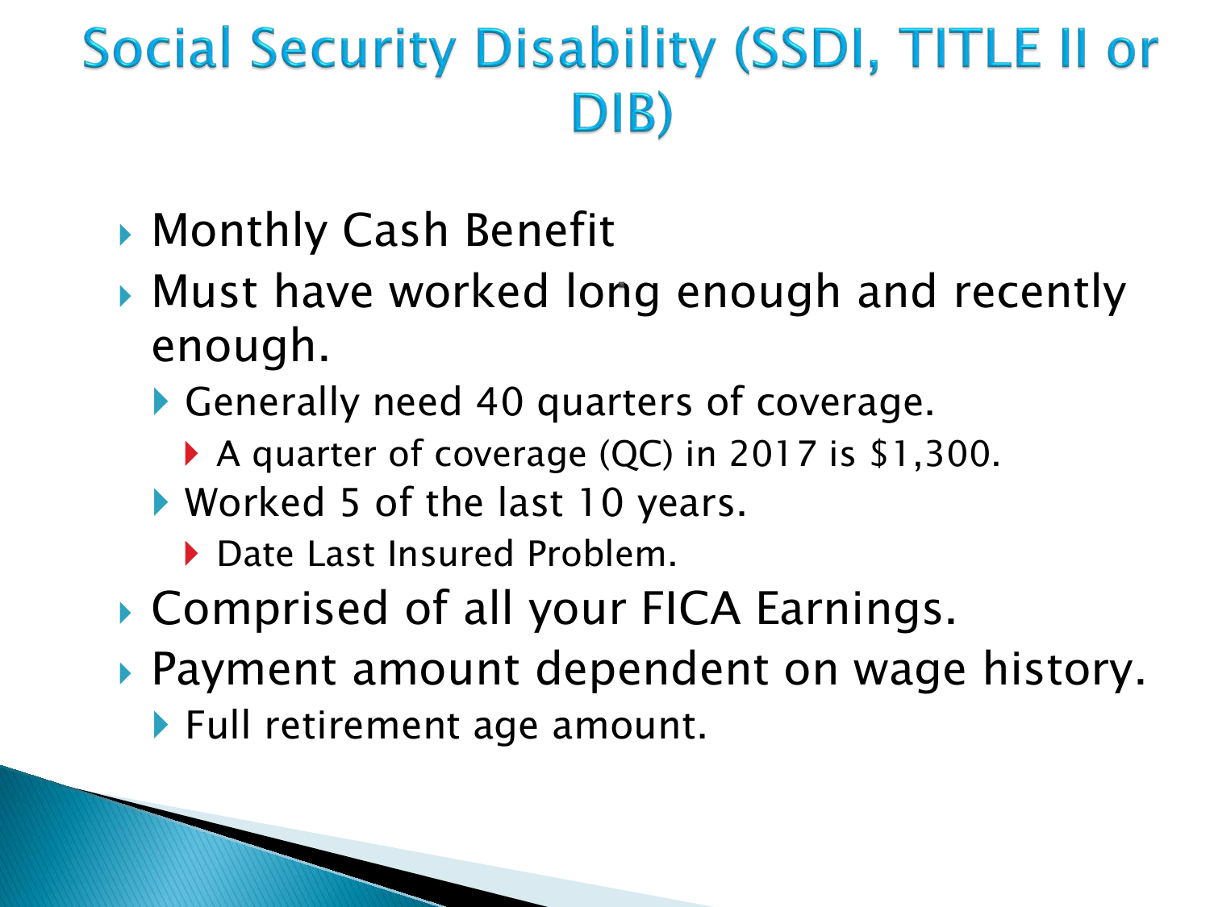# Social Security Disability (SSDI, TITLE II or DIB)

- Monthly Cash Benefit
- Must have worked long enough and recently enough.
  - Generally need 40 quarters of coverage.
    - A quarter of coverage (QC) in 2017 is $1,300.
  - Worked 5 of the last 10 years.
    - Date Last Insured Problem.
- Comprised of all your FICA Earnings.
- Payment amount dependent on wage history.
  - Full retirement age amount.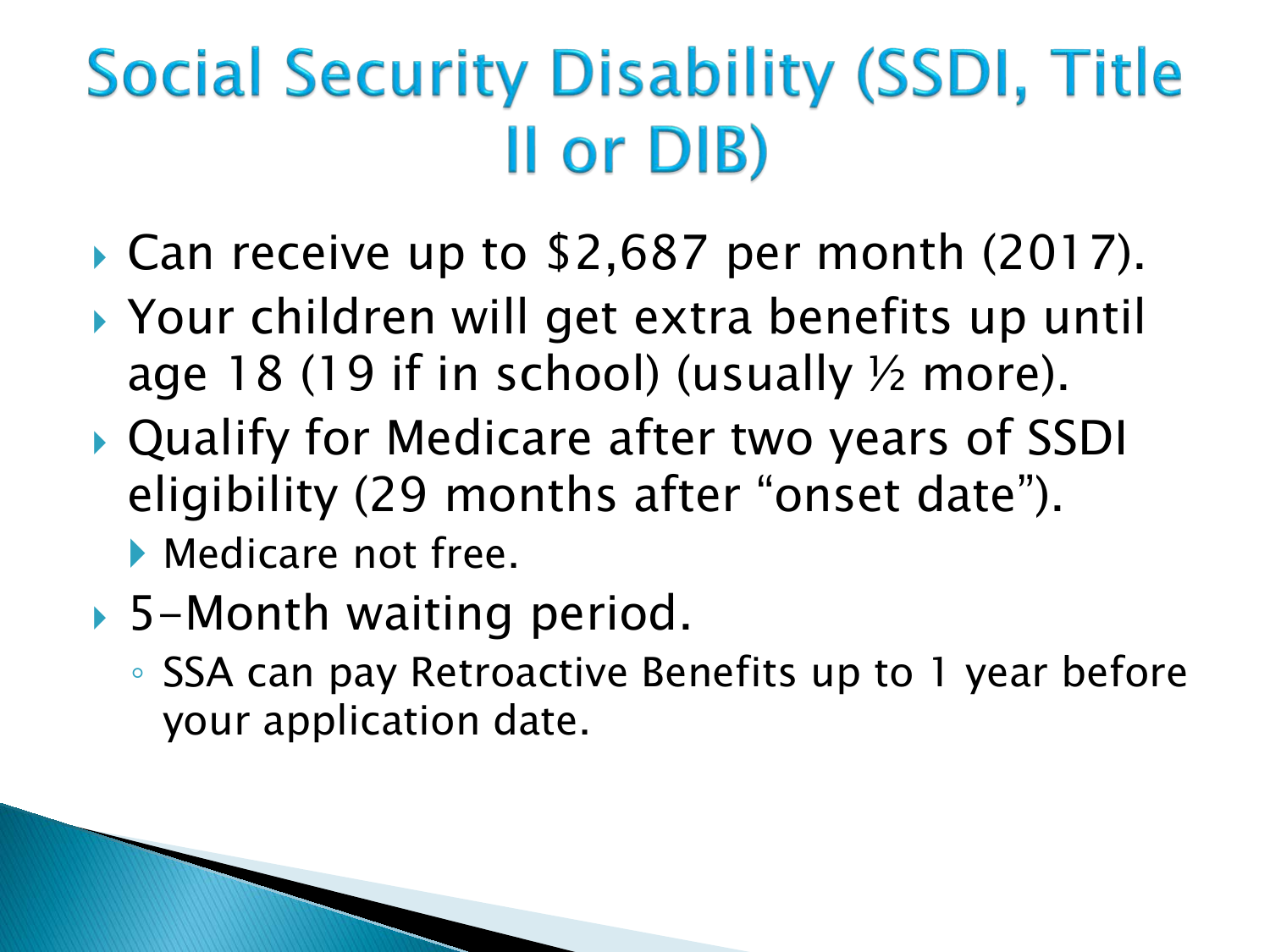# Social Security Disability (SSDI, Title II or DIB)

- Can receive up to $2,687 per month (2017).
- Your children will get extra benefits up until age 18 (19 if in school) (usually ½ more).
- Qualify for Medicare after two years of SSDI eligibility (29 months after "onset date").
  - Medicare not free.
- 5-Month waiting period.
  - SSA can pay Retroactive Benefits up to 1 year before your application date.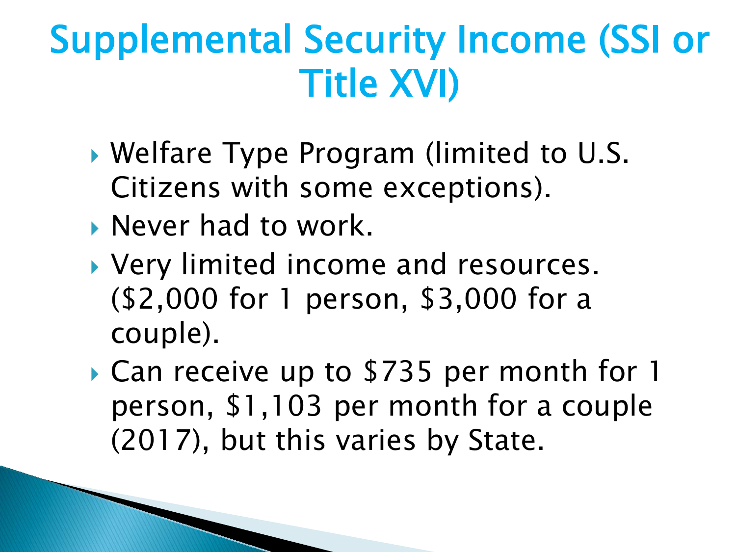# Supplemental Security Income (SSI or Title XVI)

- Welfare Type Program (limited to U.S. Citizens with some exceptions).
- Never had to work.
- Very limited income and resources. ($2,000 for 1 person, $3,000 for a couple).
- Can receive up to $735 per month for 1 person, $1,103 per month for a couple (2017), but this varies by State.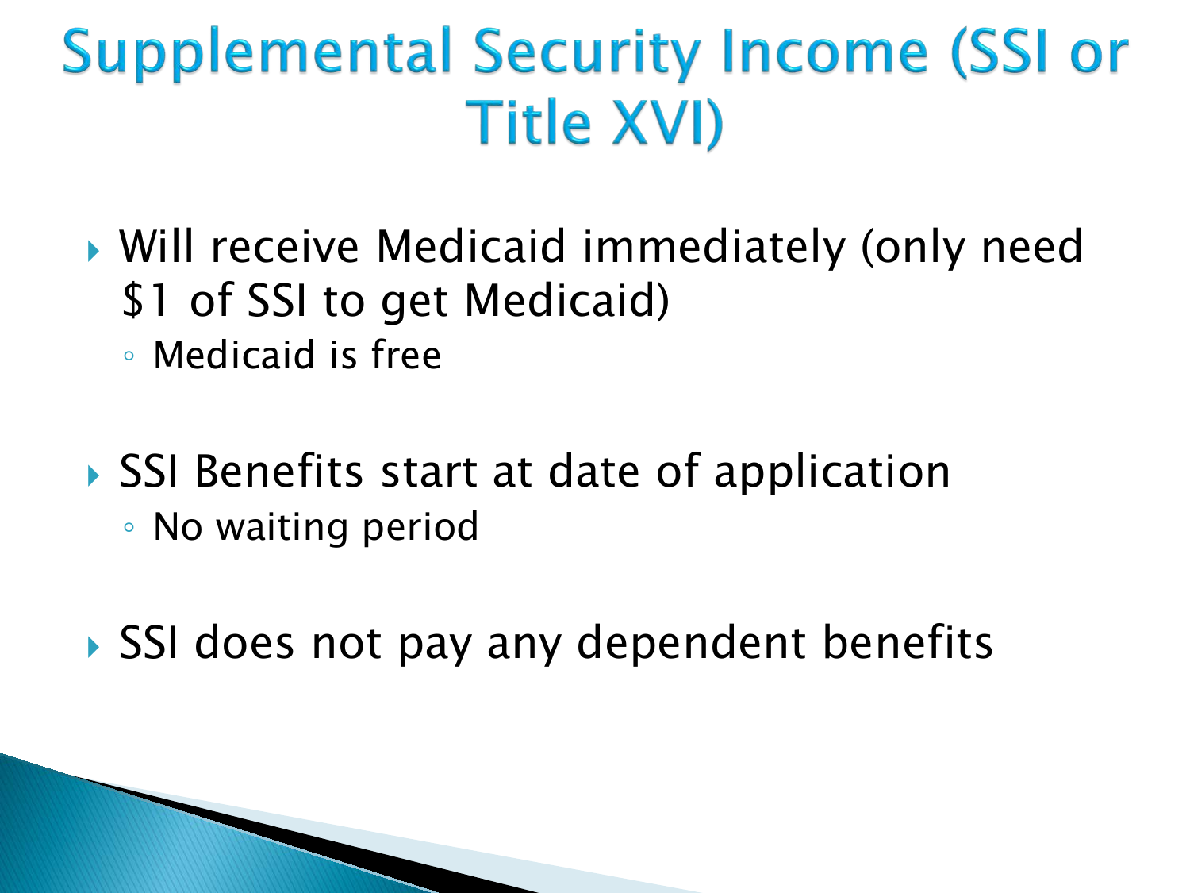# Supplemental Security Income (SSI or Title XVI)

- Will receive Medicaid immediately (only need $1 of SSI to get Medicaid)
  - Medicaid is free
- SSI Benefits start at date of application
  - No waiting period
- SSI does not pay any dependent benefits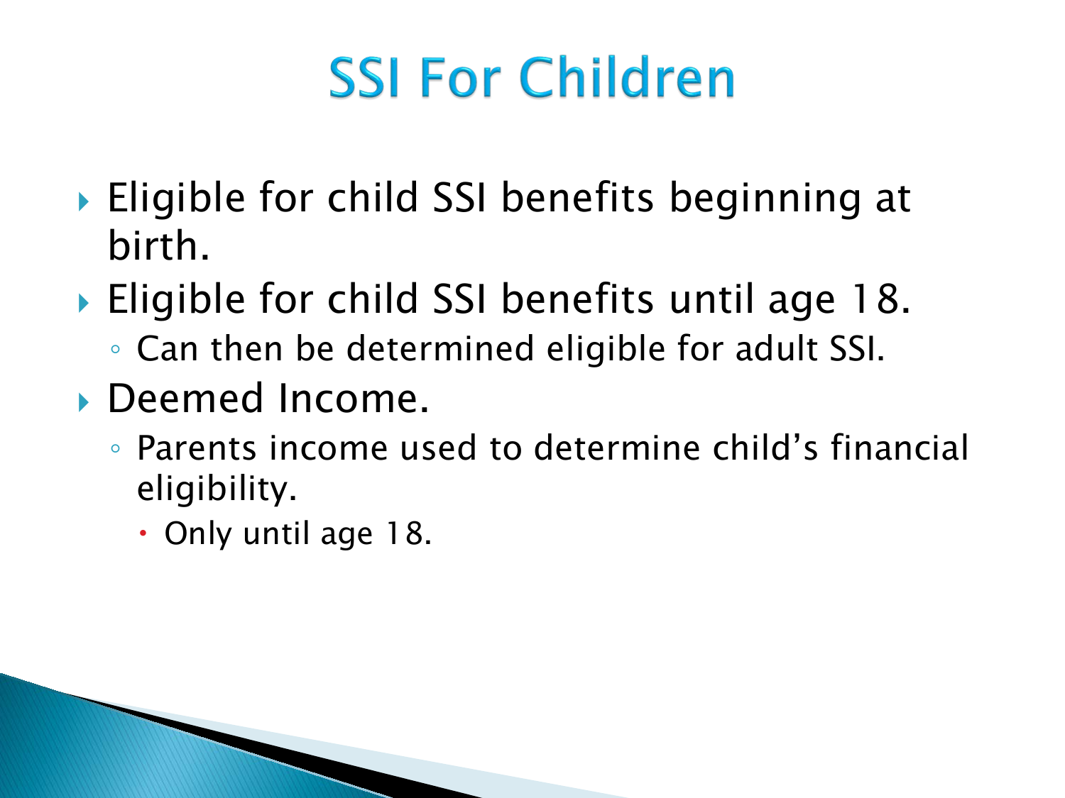# SSI For Children

- Eligible for child SSI benefits beginning at birth.
- Eligible for child SSI benefits until age 18.
  - Can then be determined eligible for adult SSI.
- Deemed Income.
  - Parents income used to determine child's financial eligibility.
    - Only until age 18.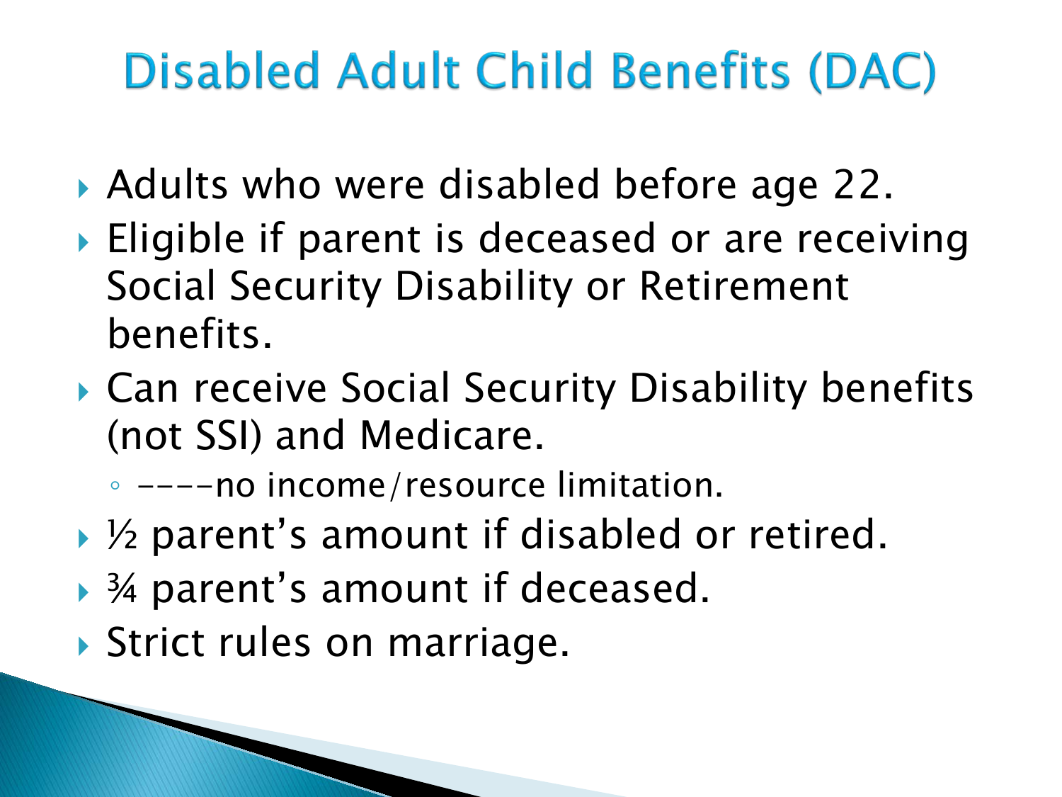# Disabled Adult Child Benefits (DAC)

- Adults who were disabled before age 22.
- Eligible if parent is deceased or are receiving Social Security Disability or Retirement benefits.
- Can receive Social Security Disability benefits (not SSI) and Medicare.
  - ----no income/resource limitation.
- ½ parent's amount if disabled or retired.
- ¾ parent's amount if deceased.
- Strict rules on marriage.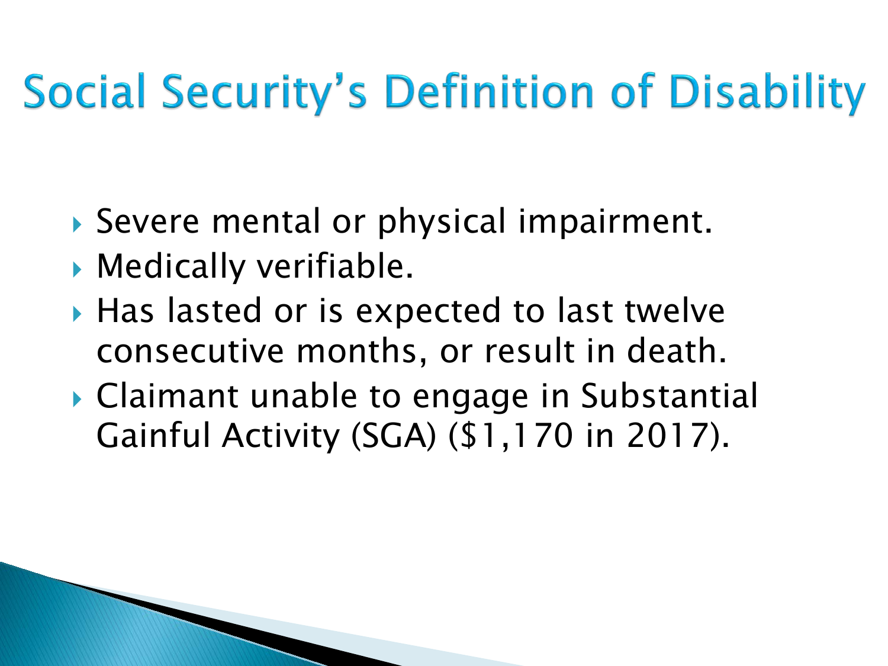# Social Security's Definition of Disability

- Severe mental or physical impairment.
- Medically verifiable.
- Has lasted or is expected to last twelve consecutive months, or result in death.
- Claimant unable to engage in Substantial Gainful Activity (SGA) ($1,170 in 2017).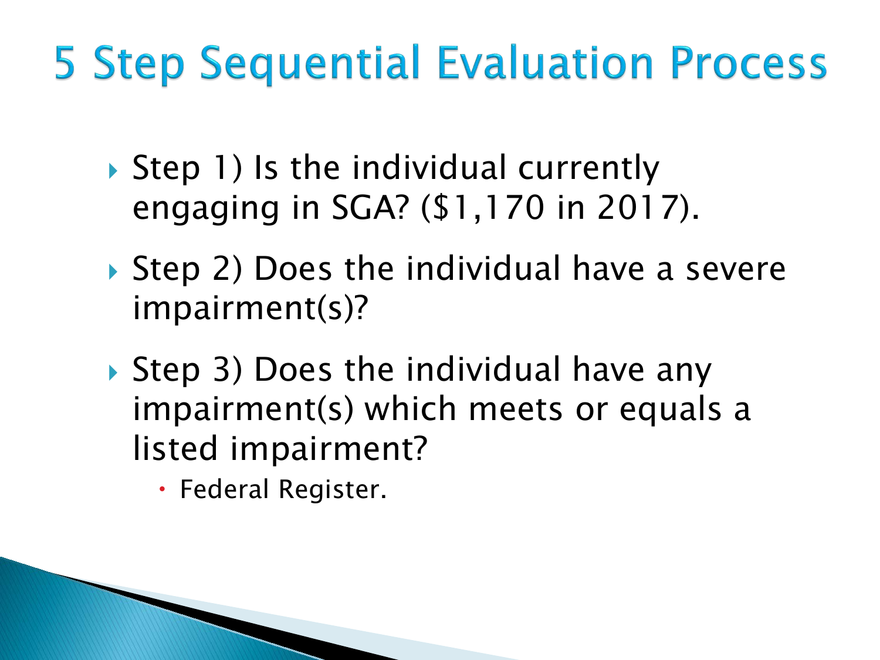# 5 Step Sequential Evaluation Process

- Step 1) Is the individual currently engaging in SGA? ($1,170 in 2017).
- Step 2) Does the individual have a severe impairment(s)?
- Step 3) Does the individual have any impairment(s) which meets or equals a listed impairment?
  - Federal Register.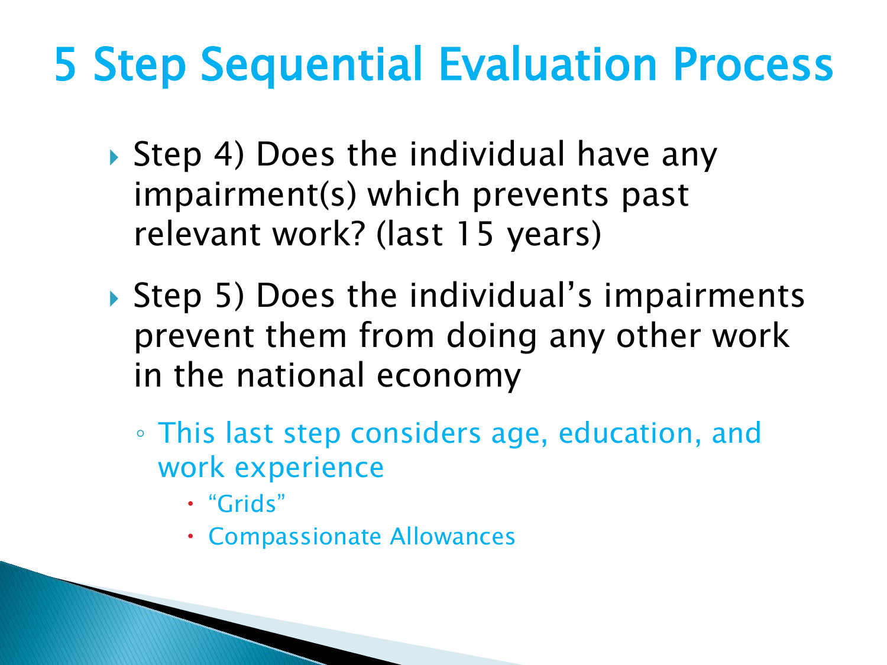# 5 Step Sequential Evaluation Process

- Step 4) Does the individual have any impairment(s) which prevents past relevant work? (last 15 years)
- Step 5) Does the individual's impairments prevent them from doing any other work in the national economy
  - This last step considers age, education, and work experience
    - "Grids"
    - Compassionate Allowances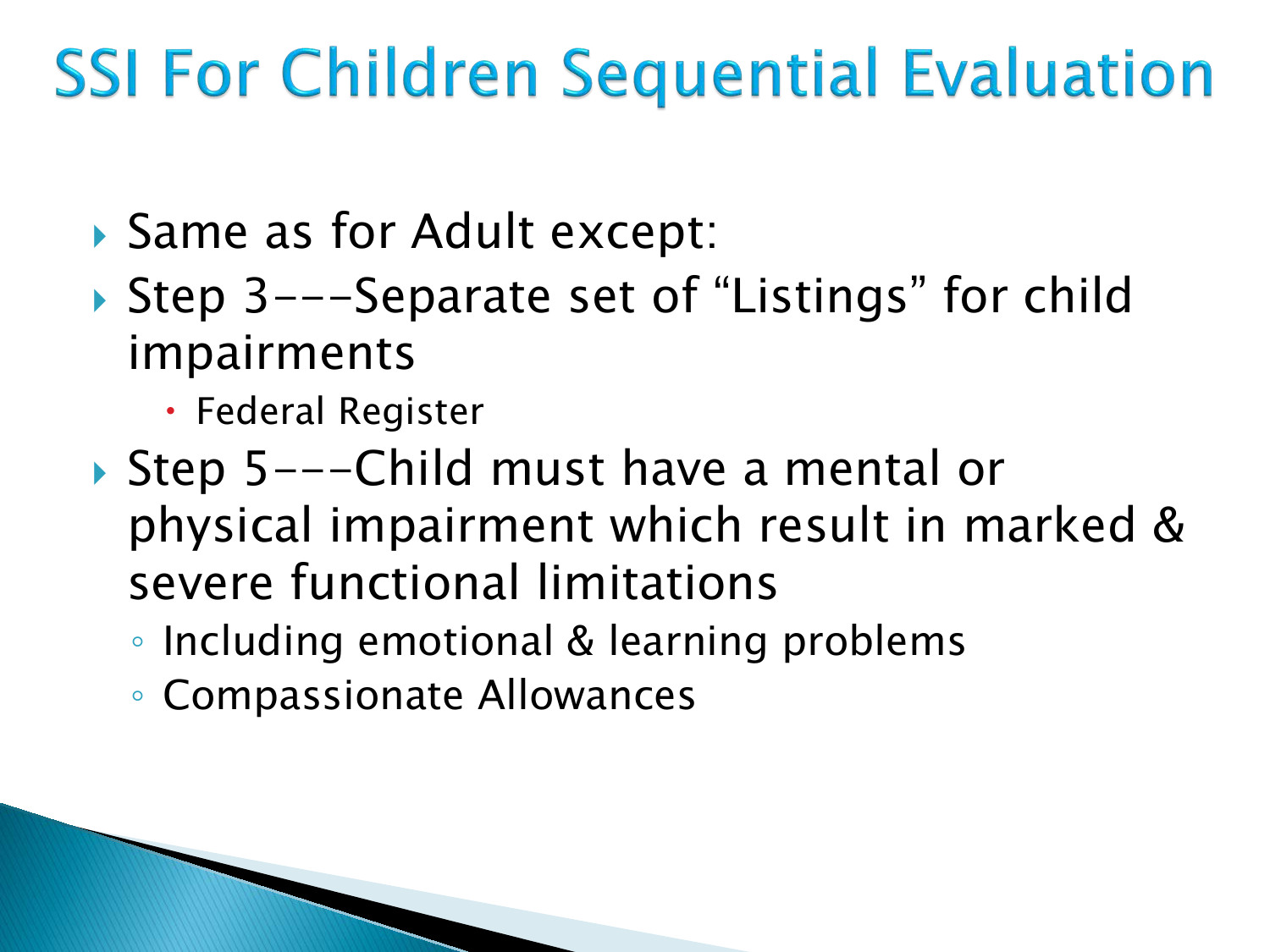# SSI For Children Sequential Evaluation

- Same as for Adult except:
- Step 3---Separate set of "Listings" for child impairments
  - Federal Register
- Step 5---Child must have a mental or physical impairment which result in marked & severe functional limitations
  - Including emotional & learning problems
  - Compassionate Allowances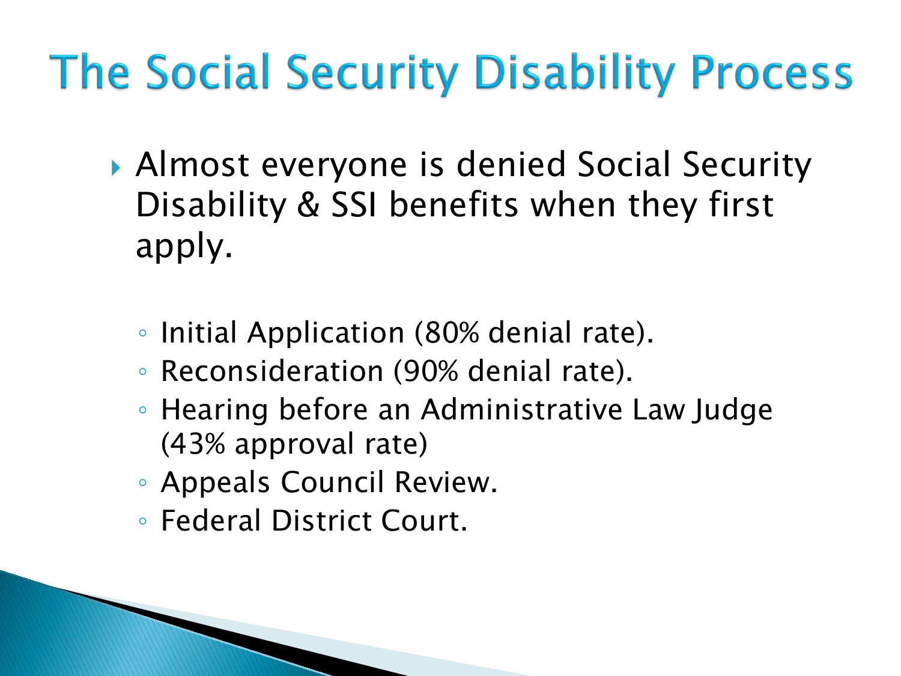# The Social Security Disability Process

- Almost everyone is denied Social Security Disability & SSI benefits when they first apply.
  - Initial Application (80% denial rate).
  - Reconsideration (90% denial rate).
  - Hearing before an Administrative Law Judge (43% approval rate)
  - Appeals Council Review.
  - Federal District Court.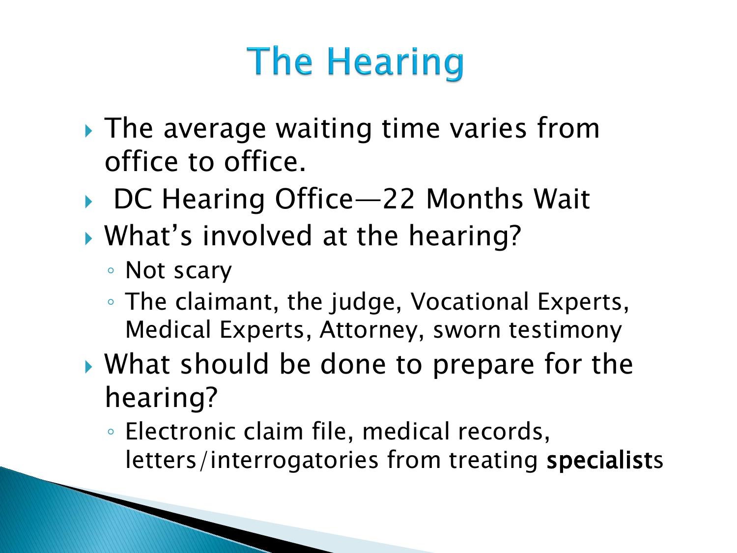# The Hearing

- The average waiting time varies from office to office.
- DC Hearing Office—22 Months Wait
- What's involved at the hearing?
  - Not scary
  - The claimant, the judge, Vocational Experts, Medical Experts, Attorney, sworn testimony
- What should be done to prepare for the hearing?
  - Electronic claim file, medical records, letters/interrogatories from treating specialists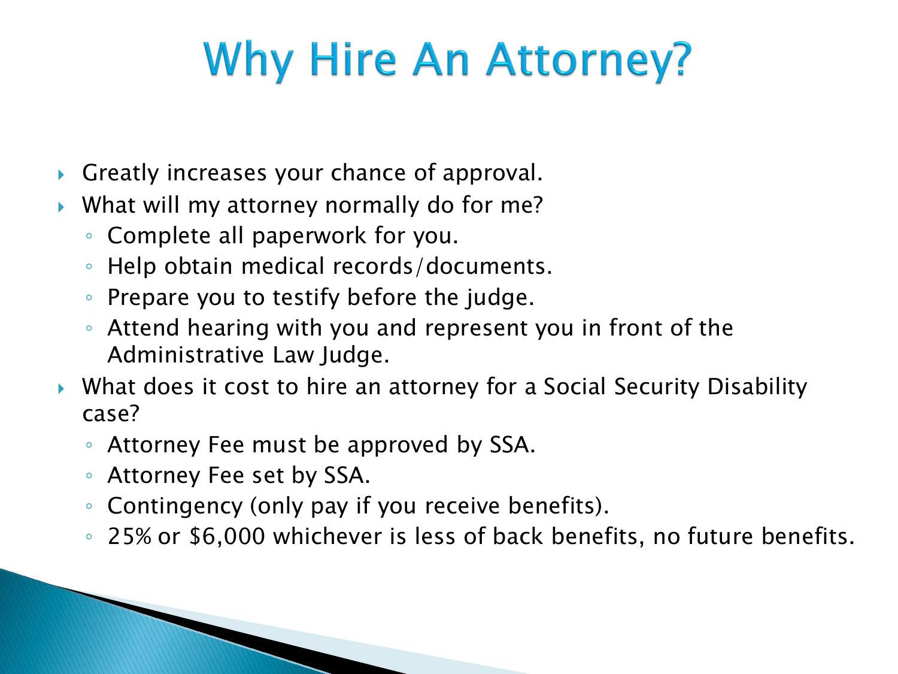# Why Hire An Attorney?

- Greatly increases your chance of approval.
- What will my attorney normally do for me?
  - Complete all paperwork for you.
  - Help obtain medical records/documents.
  - Prepare you to testify before the judge.
  - Attend hearing with you and represent you in front of the Administrative Law Judge.
- What does it cost to hire an attorney for a Social Security Disability case?
  - Attorney Fee must be approved by SSA.
  - Attorney Fee set by SSA.
  - Contingency (only pay if you receive benefits).
  - 25% or $6,000 whichever is less of back benefits, no future benefits.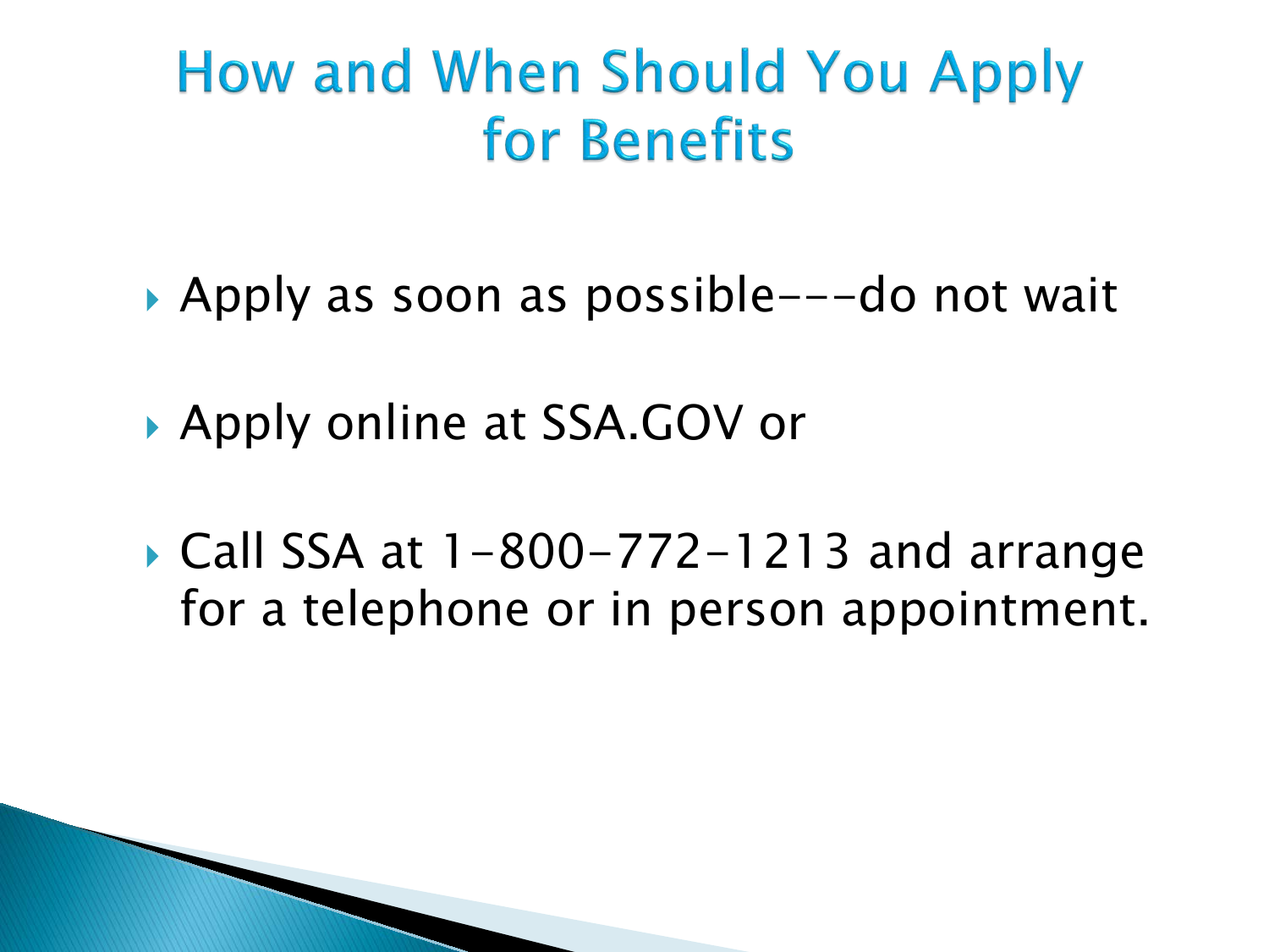# How and When Should You Apply for Benefits

- Apply as soon as possible---do not wait
- Apply online at SSA.GOV or
- Call SSA at 1-800-772-1213 and arrange for a telephone or in person appointment.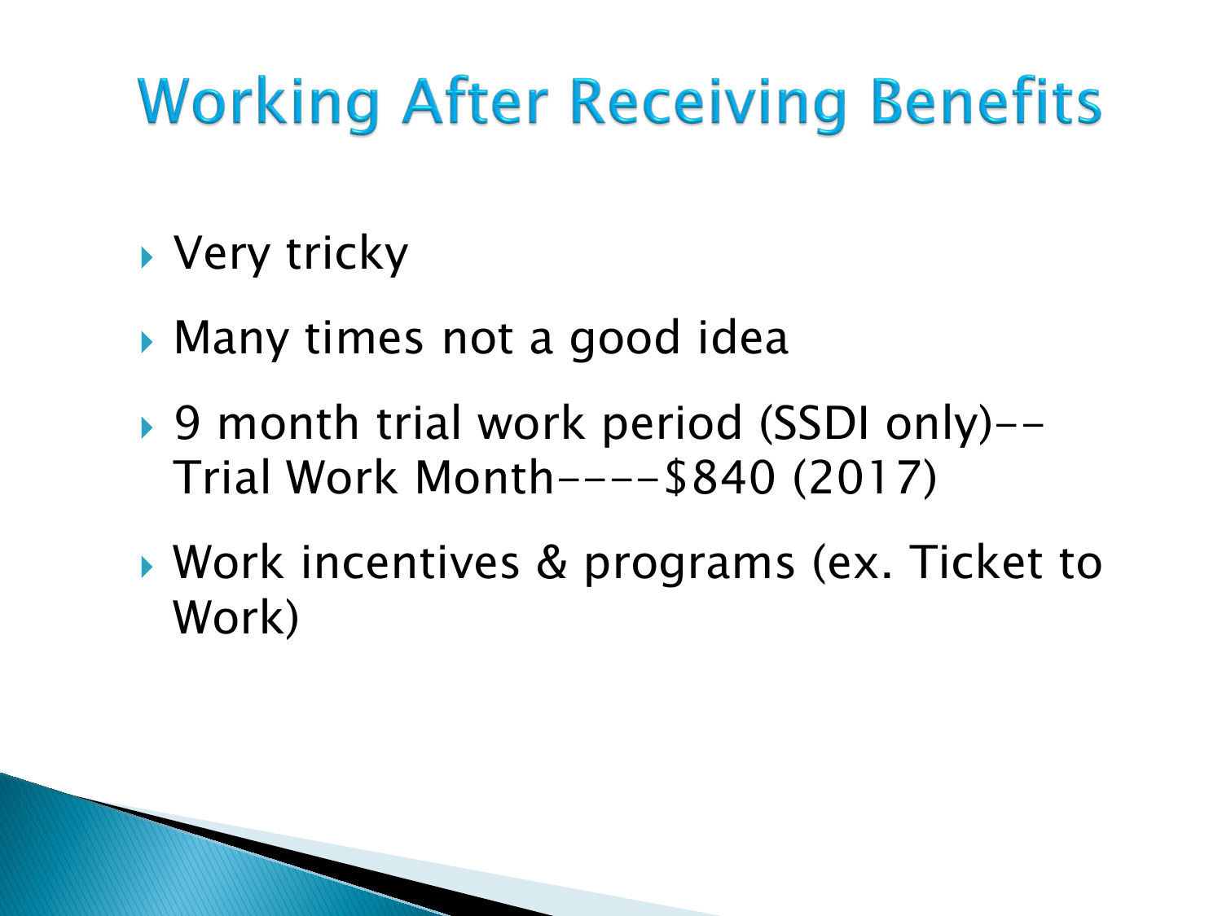# Working After Receiving Benefits

- Very tricky
- Many times not a good idea
- 9 month trial work period (SSDI only)--Trial Work Month----$840 (2017)
- Work incentives & programs (ex. Ticket to Work)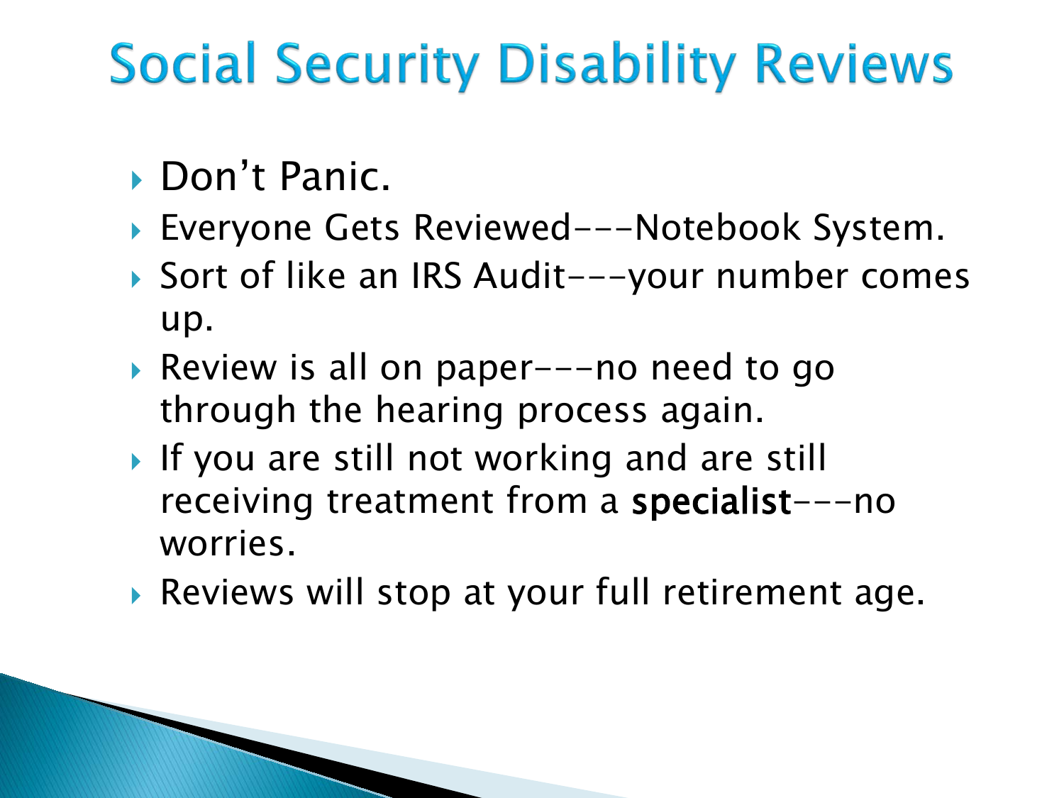# Social Security Disability Reviews

- Don't Panic.
- Everyone Gets Reviewed---Notebook System.
- Sort of like an IRS Audit---your number comes up.
- Review is all on paper---no need to go through the hearing process again.
- If you are still not working and are still receiving treatment from a **specialist**---no worries.
- Reviews will stop at your full retirement age.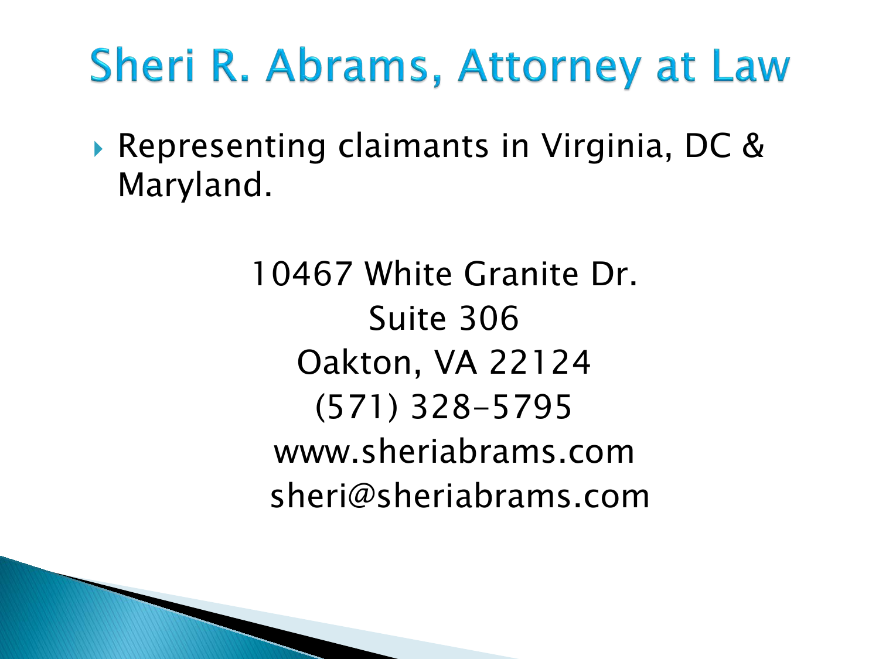# Sheri R. Abrams, Attorney at Law

- Representing claimants in Virginia, DC & Maryland.

10467 White Granite Dr.
Suite 306
Oakton, VA 22124
(571) 328-5795
www.sheriabrams.com
sheri@sheriabrams.com